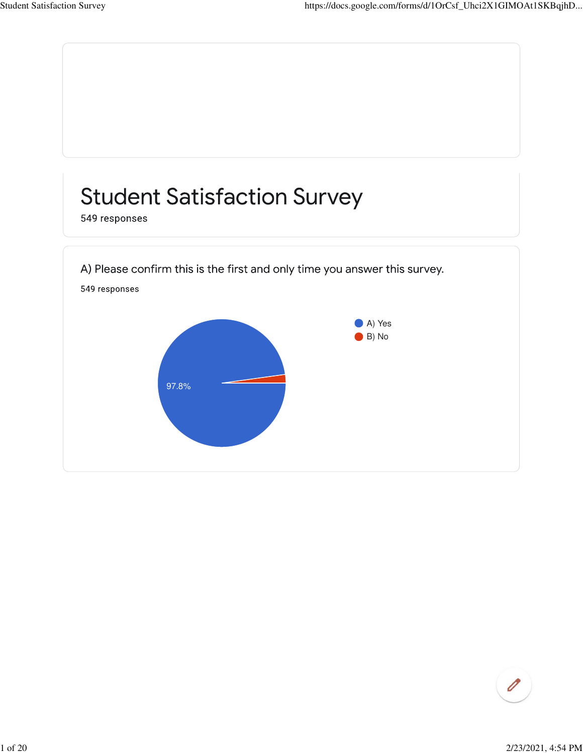# Student Satisfaction Survey

549 responses

A) Please confirm this is the first and only time you answer this survey.

549 responses

- A) Yes
- B) No

97.8%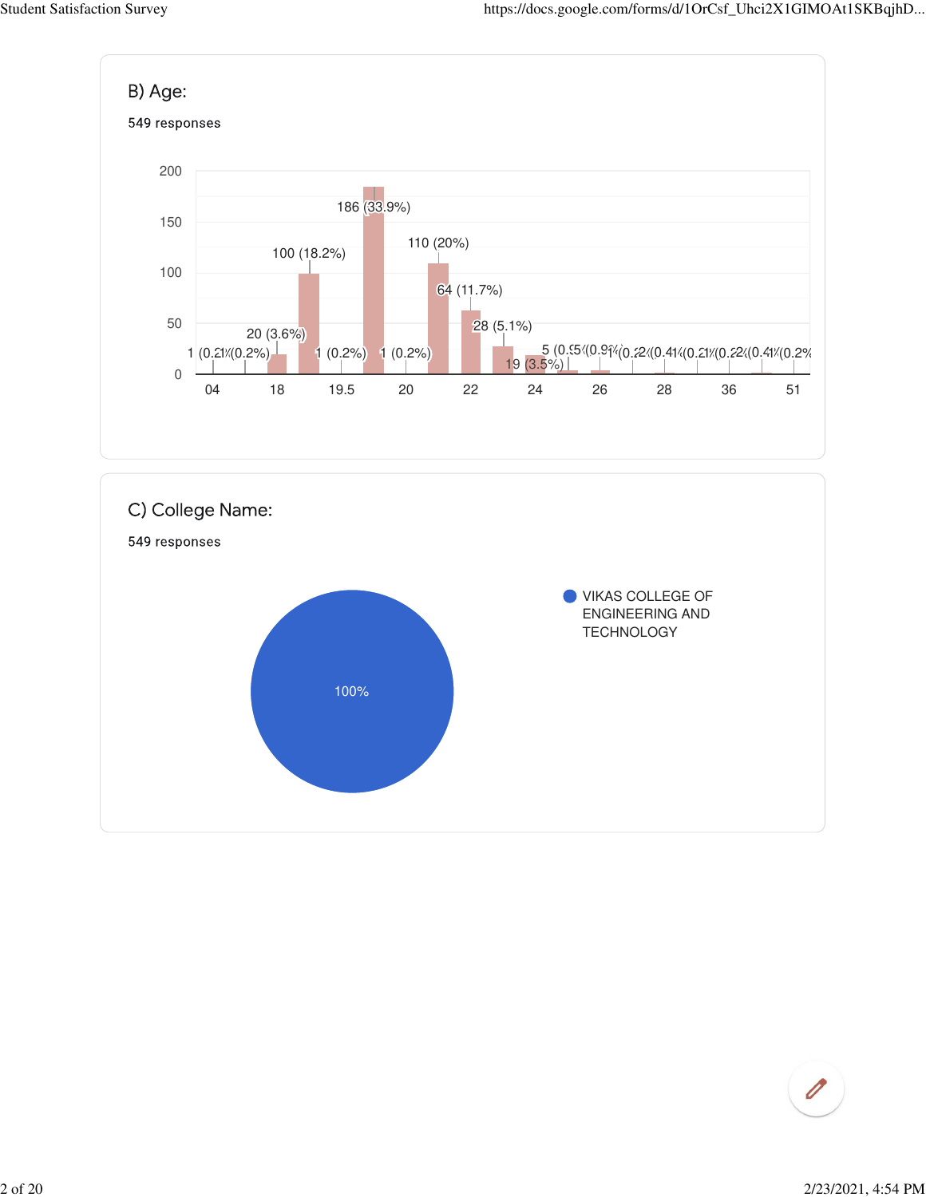B) Age:

549 responses

| Age | Responses |
|---|---|
| 04 | 1 (0.2%) |
| | 1 (0.2%) |
| 18 | 20 (3.6%) |
| | 100 (18.2%) |
| 19.5 | 1 (0.2%) |
| | 186 (33.9%) |
| 20 | 1 (0.2%) |
| | 110 (20%) |
| 22 | 64 (11.7%) |
| | 28 (5.1%) |
| 24 | 19 (3.5%) |
| | 5 (0.9%) |
| 26 | 5 (0.9%) |
| | 1 (0.2%) |
| 28 | 2 (0.4%) |
| | 1 (0.2%) |
| 36 | 1 (0.2%) |
| | 2 (0.4%) |
| 51 | 1 (0.2%) |

C) College Name:

549 responses

- VIKAS COLLEGE OF ENGINEERING AND TECHNOLOGY: 100%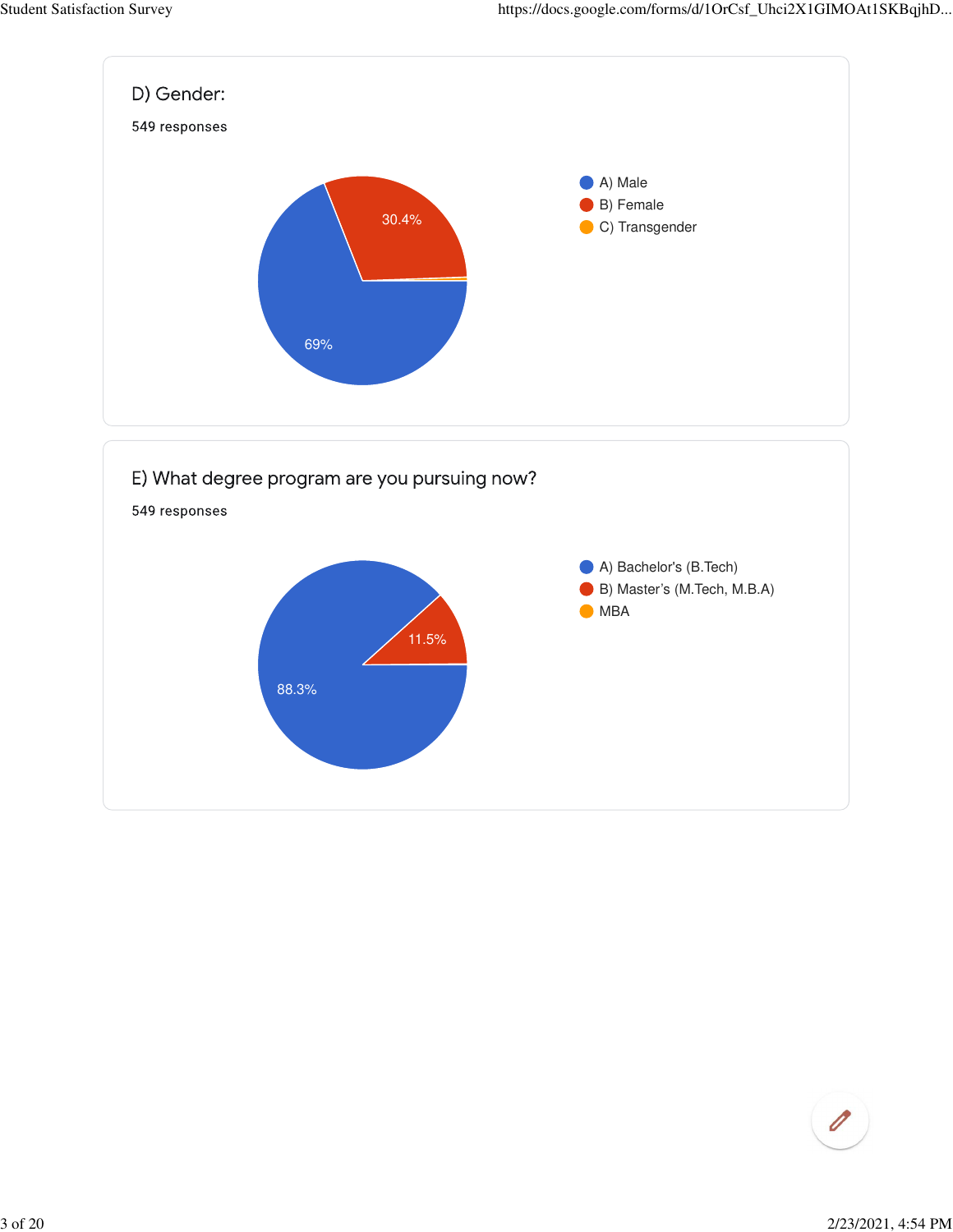D) Gender:

549 responses

- A) Male
- B) Female
- C) Transgender

69%

30.4%

E) What degree program are you pursuing now?

549 responses

- A) Bachelor's (B.Tech)
- B) Master's (M.Tech, M.B.A)
- MBA

88.3%

11.5%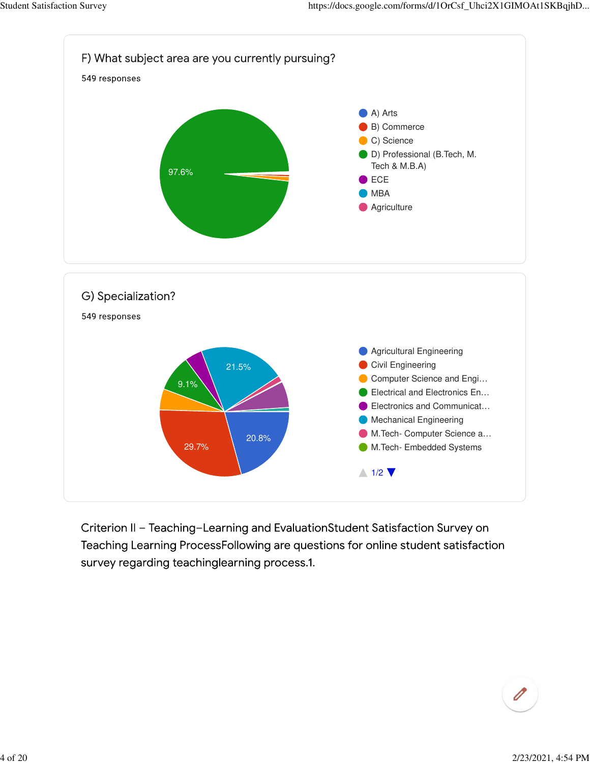F) What subject area are you currently pursuing?

549 responses

- A) Arts
- B) Commerce
- C) Science
- D) Professional (B.Tech, M. Tech & M.B.A)
- ECE
- MBA
- Agriculture

97.6%

G) Specialization?

549 responses

- Agricultural Engineering
- Civil Engineering
- Computer Science and Engi…
- Electrical and Electronics En…
- Electronics and Communicat…
- Mechanical Engineering
- M.Tech- Computer Science a…
- M.Tech- Embedded Systems

1/2

29.7%

21.5%

20.8%

9.1%

Criterion II – Teaching–Learning and EvaluationStudent Satisfaction Survey on Teaching Learning ProcessFollowing are questions for online student satisfaction survey regarding teachinglearning process.1.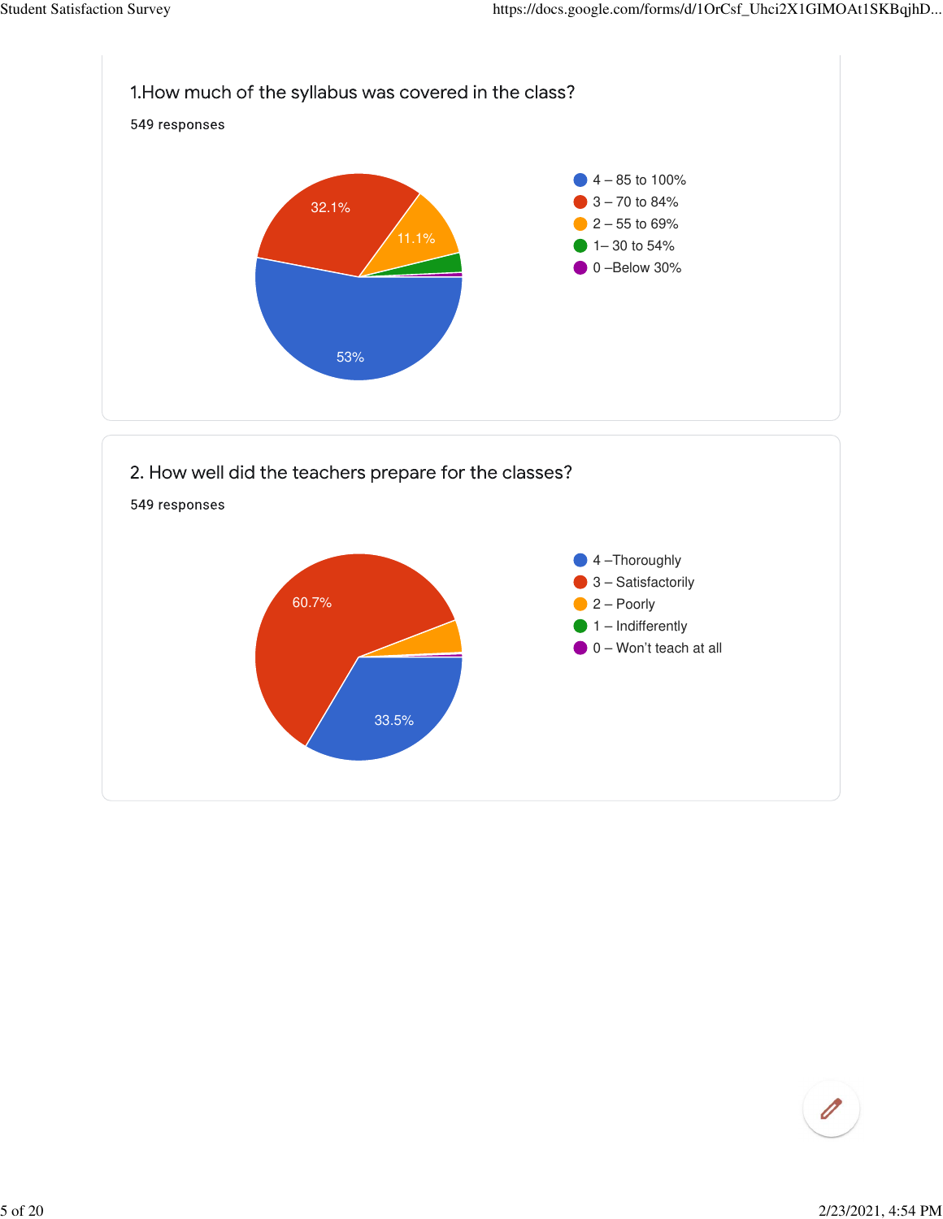1.How much of the syllabus was covered in the class?

549 responses

- 4 – 85 to 100%
- 3 – 70 to 84%
- 2 – 55 to 69%
- 1– 30 to 54%
- 0 –Below 30%

32.1%

11.1%

53%

2. How well did the teachers prepare for the classes?

549 responses

- 4 –Thoroughly
- 3 – Satisfactorily
- 2 – Poorly
- 1 – Indifferently
- 0 – Won't teach at all

60.7%

33.5%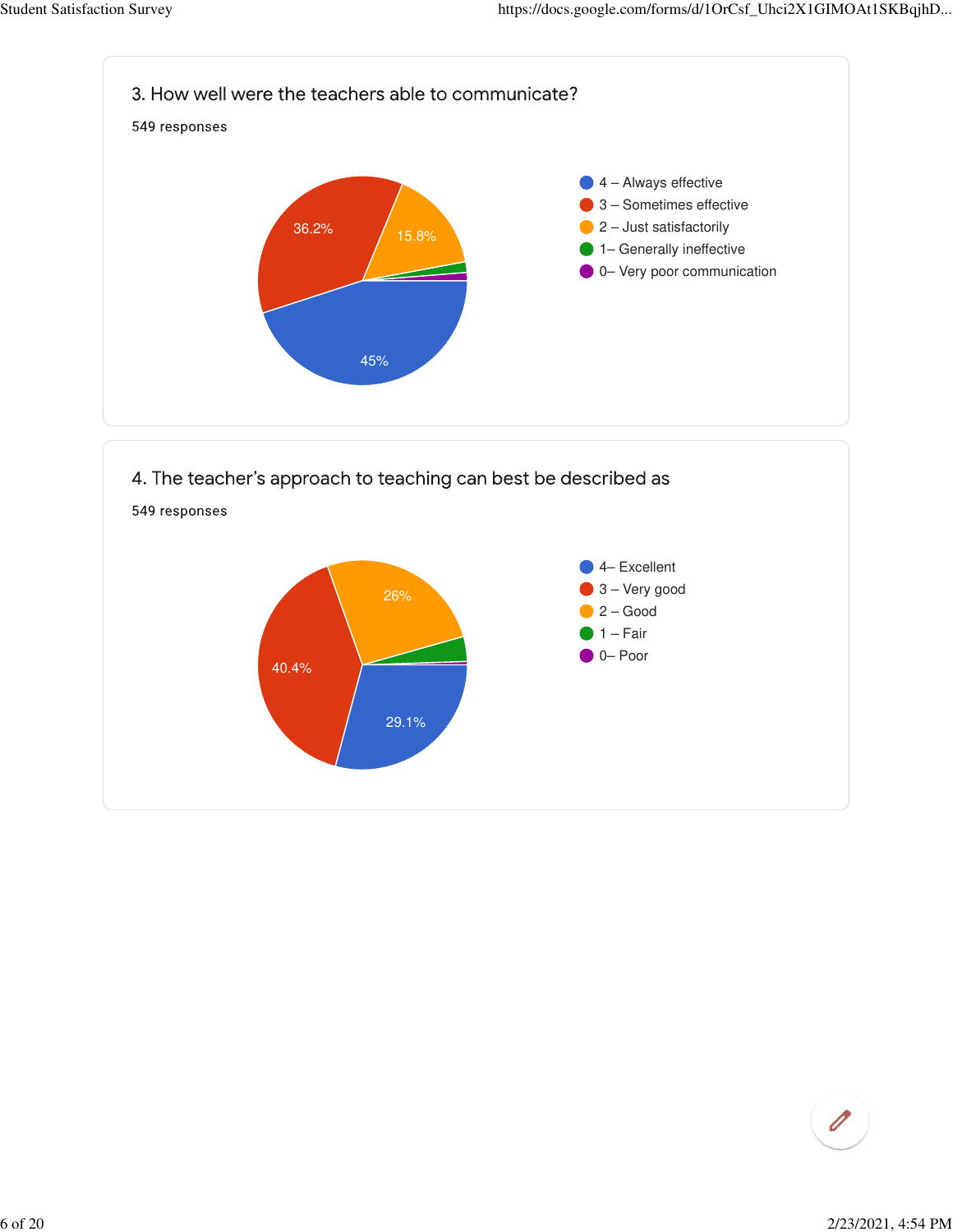### 3. How well were the teachers able to communicate?

549 responses

- 4 – Always effective: 45%
- 3 – Sometimes effective: 36.2%
- 2 – Just satisfactorily: 15.8%
- 1– Generally ineffective
- 0– Very poor communication

### 4. The teacher's approach to teaching can best be described as

549 responses

- 4– Excellent: 29.1%
- 3 – Very good: 40.4%
- 2 – Good: 26%
- 1 – Fair
- 0– Poor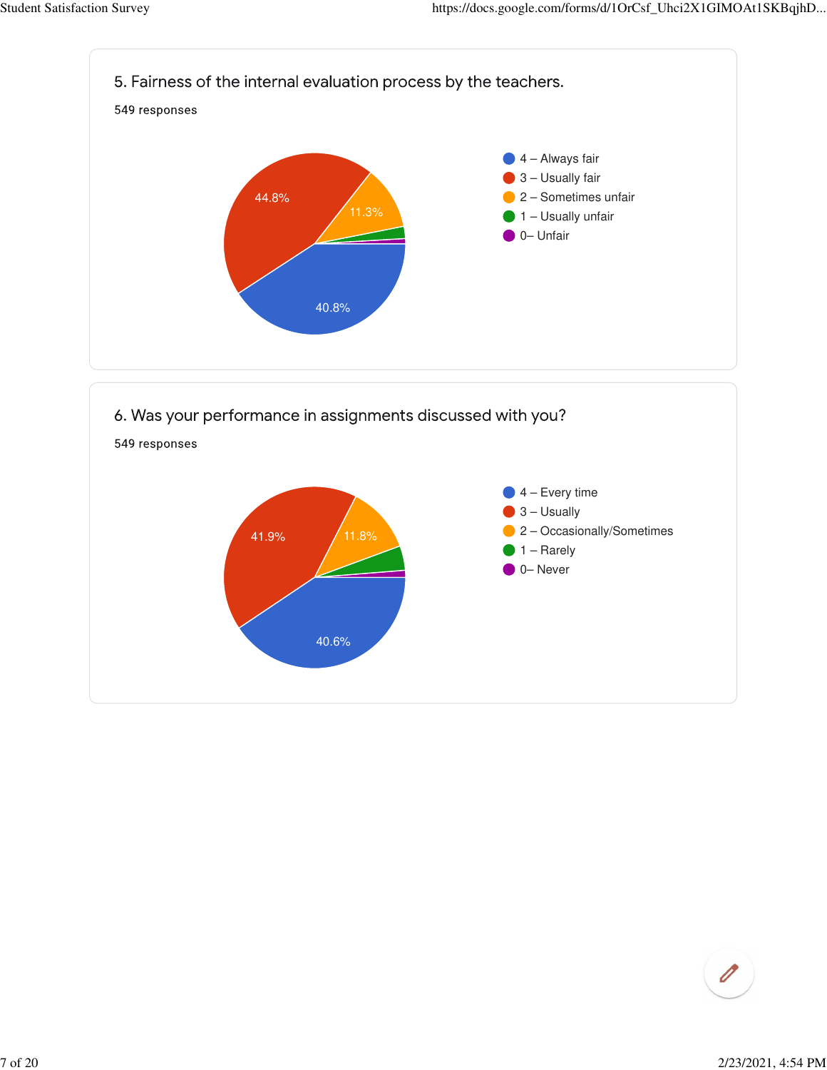### 5. Fairness of the internal evaluation process by the teachers.

549 responses

- 4 – Always fair: 40.8%
- 3 – Usually fair: 44.8%
- 2 – Sometimes unfair: 11.3%
- 1 – Usually unfair
- 0– Unfair

### 6. Was your performance in assignments discussed with you?

549 responses

- 4 – Every time: 40.6%
- 3 – Usually: 41.9%
- 2 – Occasionally/Sometimes: 11.8%
- 1 – Rarely
- 0– Never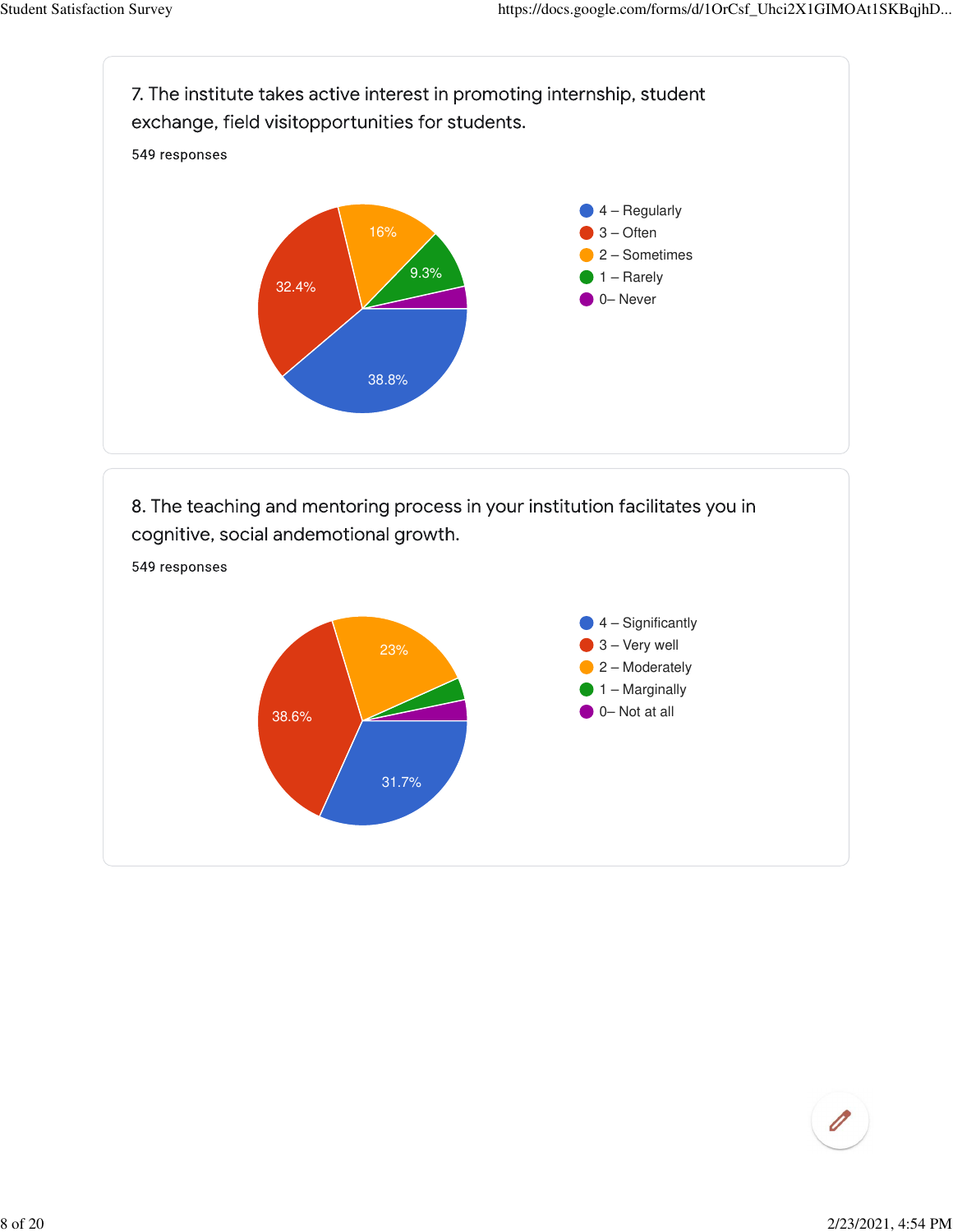7. The institute takes active interest in promoting internship, student exchange, field visitopportunities for students.

549 responses

- 4 – Regularly: 38.8%
- 3 – Often: 32.4%
- 2 – Sometimes: 16%
- 1 – Rarely: 9.3%
- 0– Never

8. The teaching and mentoring process in your institution facilitates you in cognitive, social andemotional growth.

549 responses

- 4 – Significantly: 31.7%
- 3 – Very well: 38.6%
- 2 – Moderately: 23%
- 1 – Marginally
- 0– Not at all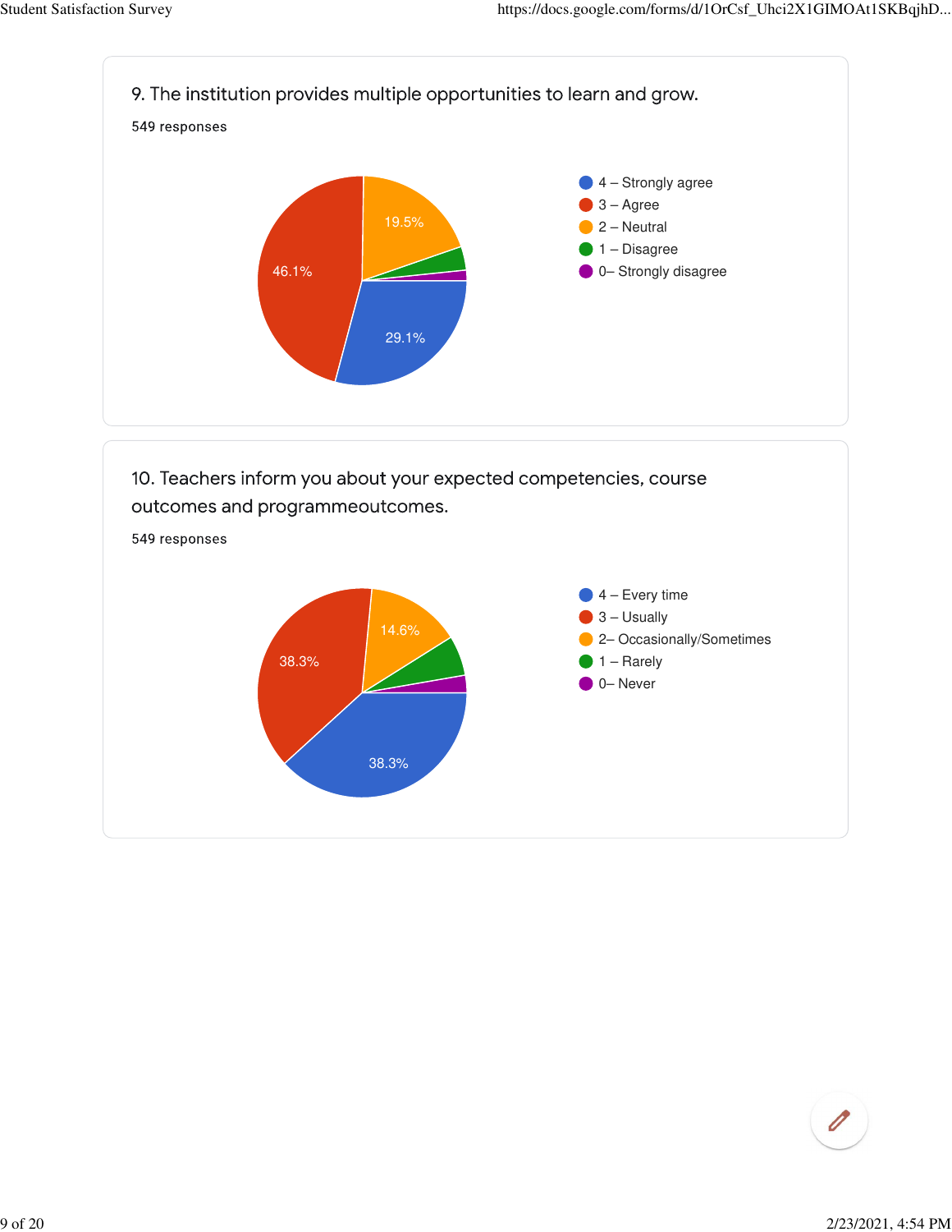9. The institution provides multiple opportunities to learn and grow.

549 responses

- 4 – Strongly agree
- 3 – Agree
- 2 – Neutral
- 1 – Disagree
- 0– Strongly disagree

46.1%

19.5%

29.1%

10. Teachers inform you about your expected competencies, course outcomes and programmeoutcomes.

549 responses

- 4 – Every time
- 3 – Usually
- 2– Occasionally/Sometimes
- 1 – Rarely
- 0– Never

38.3%

14.6%

38.3%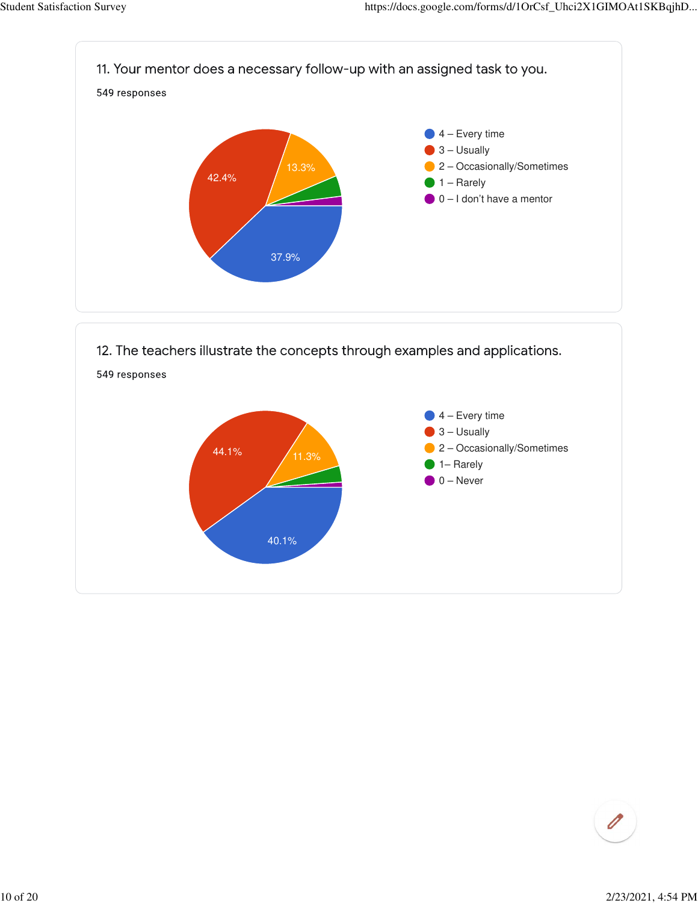11. Your mentor does a necessary follow-up with an assigned task to you.

549 responses

- 4 – Every time
- 3 – Usually
- 2 – Occasionally/Sometimes
- 1 – Rarely
- 0 – I don't have a mentor

42.4%
13.3%
37.9%

12. The teachers illustrate the concepts through examples and applications.

549 responses

- 4 – Every time
- 3 – Usually
- 2 – Occasionally/Sometimes
- 1– Rarely
- 0 – Never

44.1%
11.3%
40.1%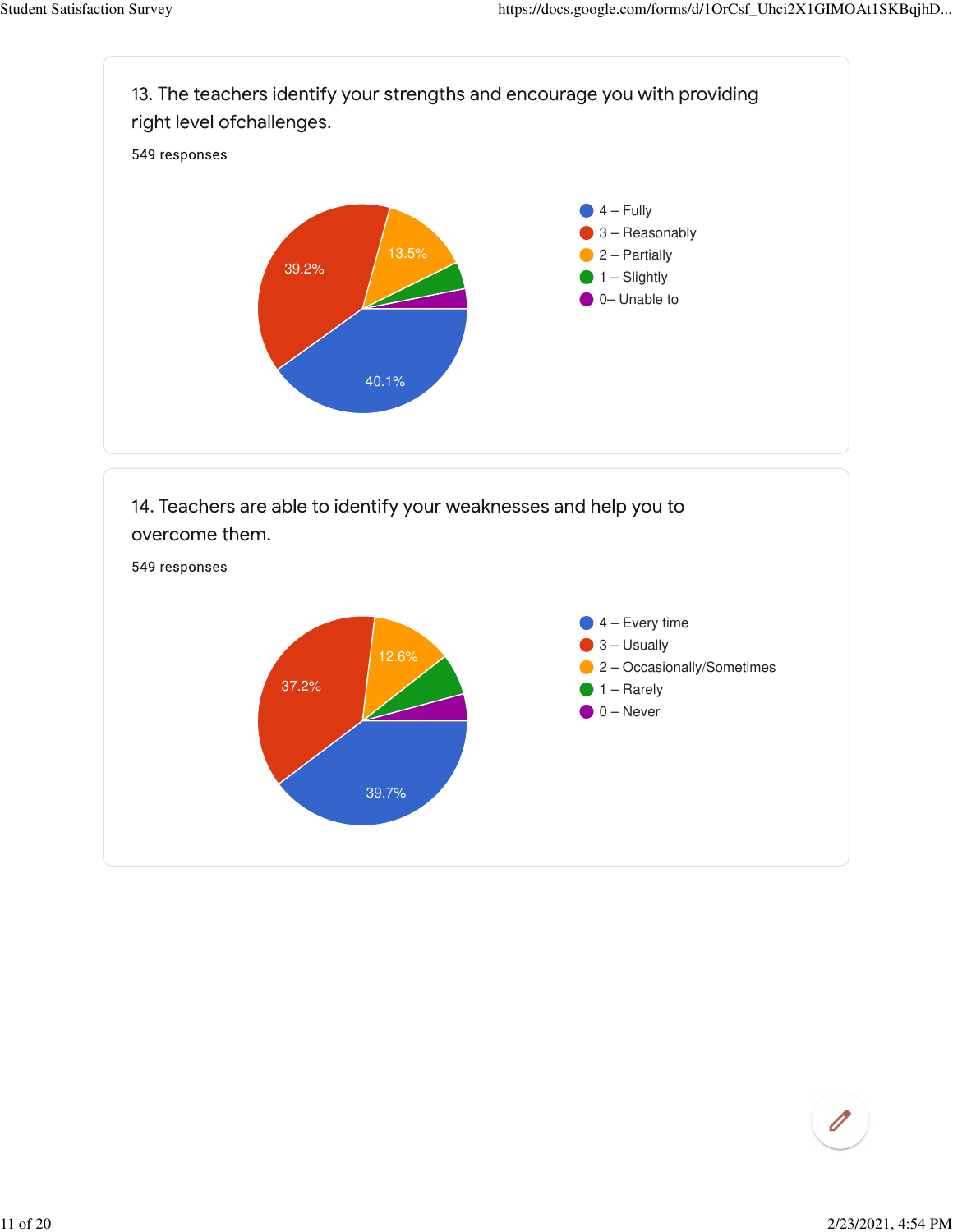13. The teachers identify your strengths and encourage you with providing right level ofchallenges.

549 responses

- 4 – Fully: 40.1%
- 3 – Reasonably: 39.2%
- 2 – Partially: 13.5%
- 1 – Slightly
- 0– Unable to

14. Teachers are able to identify your weaknesses and help you to overcome them.

549 responses

- 4 – Every time: 39.7%
- 3 – Usually: 37.2%
- 2 – Occasionally/Sometimes: 12.6%
- 1 – Rarely
- 0 – Never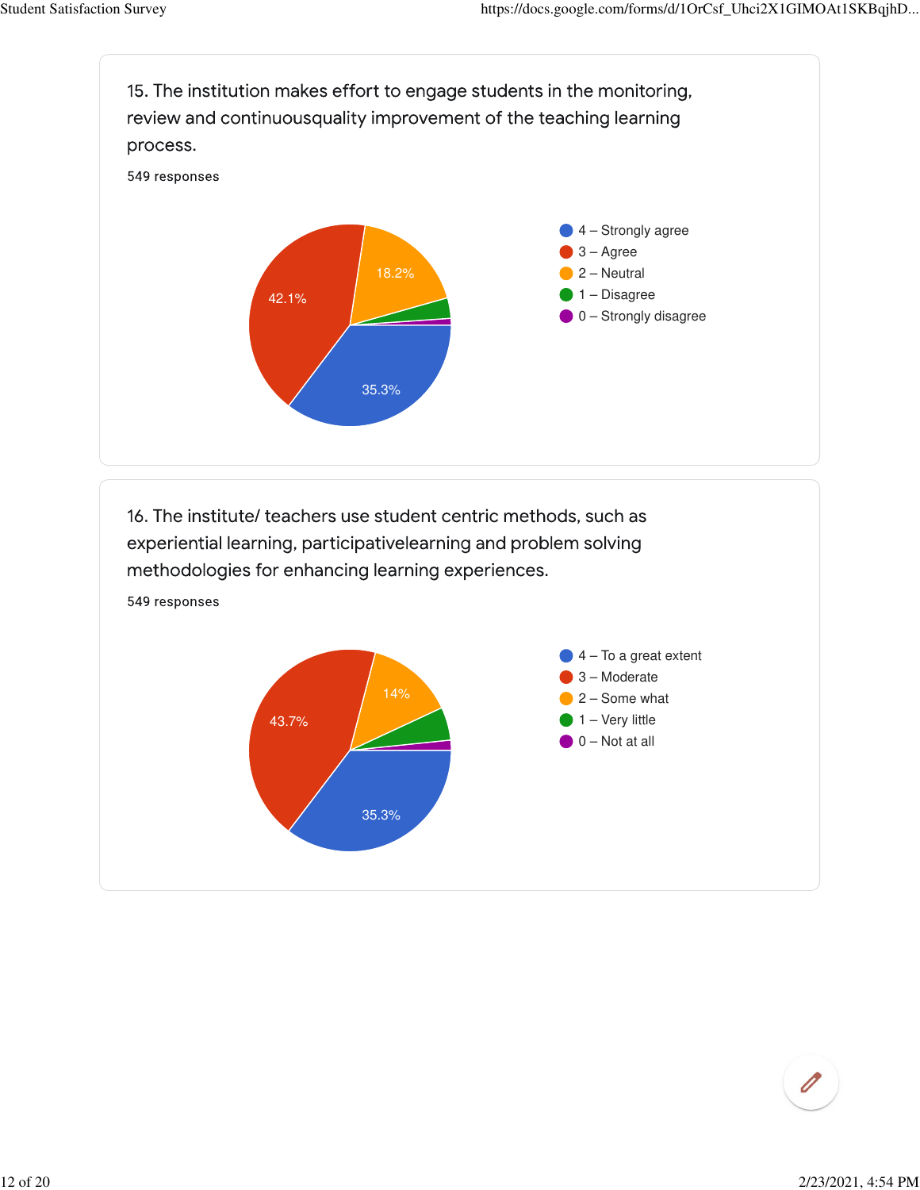15. The institution makes effort to engage students in the monitoring, review and continuousquality improvement of the teaching learning process.

549 responses

- 4 – Strongly agree: 35.3%
- 3 – Agree: 42.1%
- 2 – Neutral: 18.2%
- 1 – Disagree
- 0 – Strongly disagree

16. The institute/ teachers use student centric methods, such as experiential learning, participativelearning and problem solving methodologies for enhancing learning experiences.

549 responses

- 4 – To a great extent: 35.3%
- 3 – Moderate: 43.7%
- 2 – Some what: 14%
- 1 – Very little
- 0 – Not at all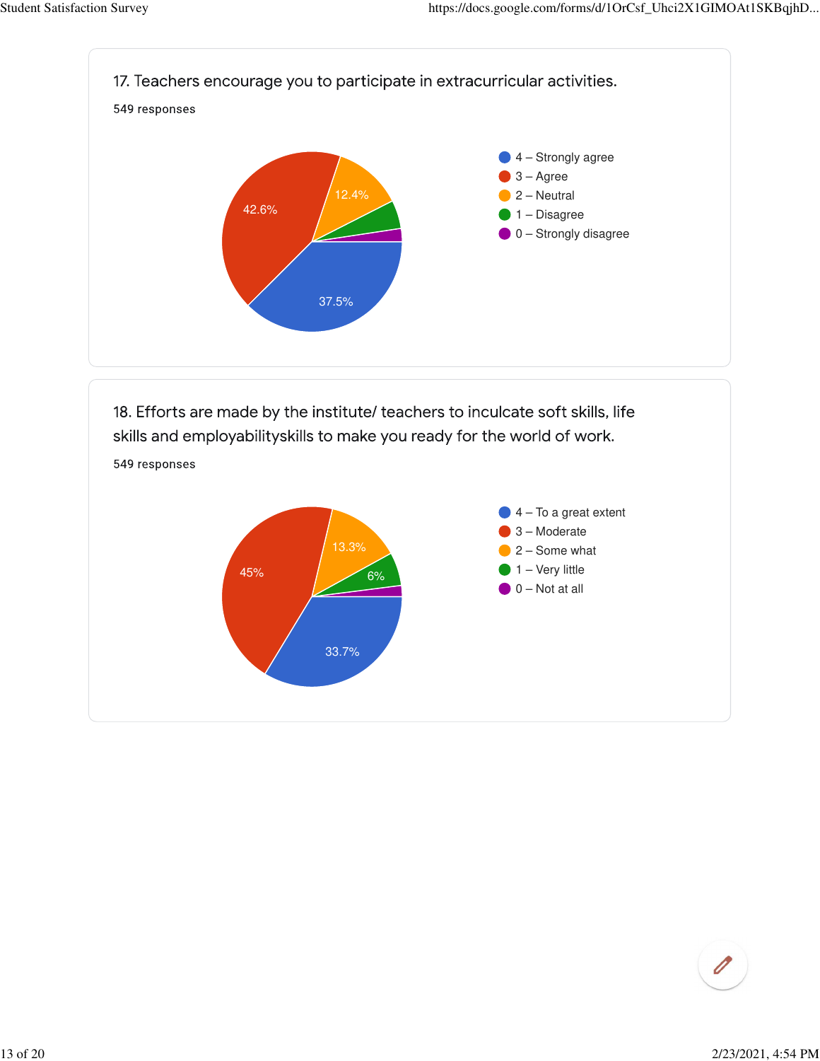17. Teachers encourage you to participate in extracurricular activities.

549 responses

- 4 – Strongly agree
- 3 – Agree
- 2 – Neutral
- 1 – Disagree
- 0 – Strongly disagree

42.6%

12.4%

37.5%

18. Efforts are made by the institute/ teachers to inculcate soft skills, life skills and employabilityskills to make you ready for the world of work.

549 responses

- 4 – To a great extent
- 3 – Moderate
- 2 – Some what
- 1 – Very little
- 0 – Not at all

45%

13.3%

6%

33.7%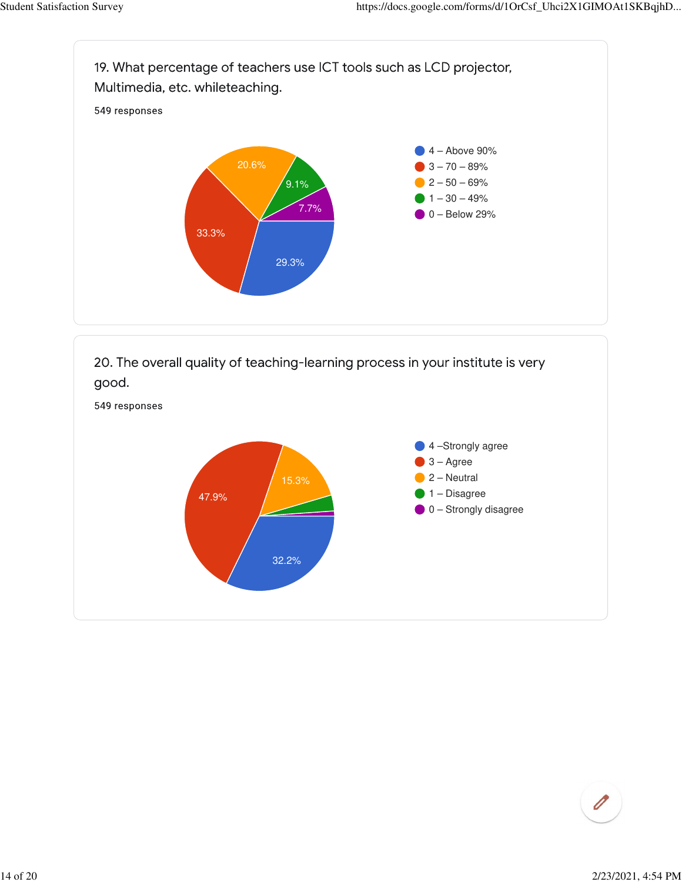19. What percentage of teachers use ICT tools such as LCD projector, Multimedia, etc. whileteaching.

549 responses

- 4 – Above 90%: 29.3%
- 3 – 70 – 89%: 33.3%
- 2 – 50 – 69%: 20.6%
- 1 – 30 – 49%: 9.1%
- 0 – Below 29%: 7.7%

20. The overall quality of teaching-learning process in your institute is very good.

549 responses

- 4 –Strongly agree: 32.2%
- 3 – Agree: 47.9%
- 2 – Neutral: 15.3%
- 1 – Disagree
- 0 – Strongly disagree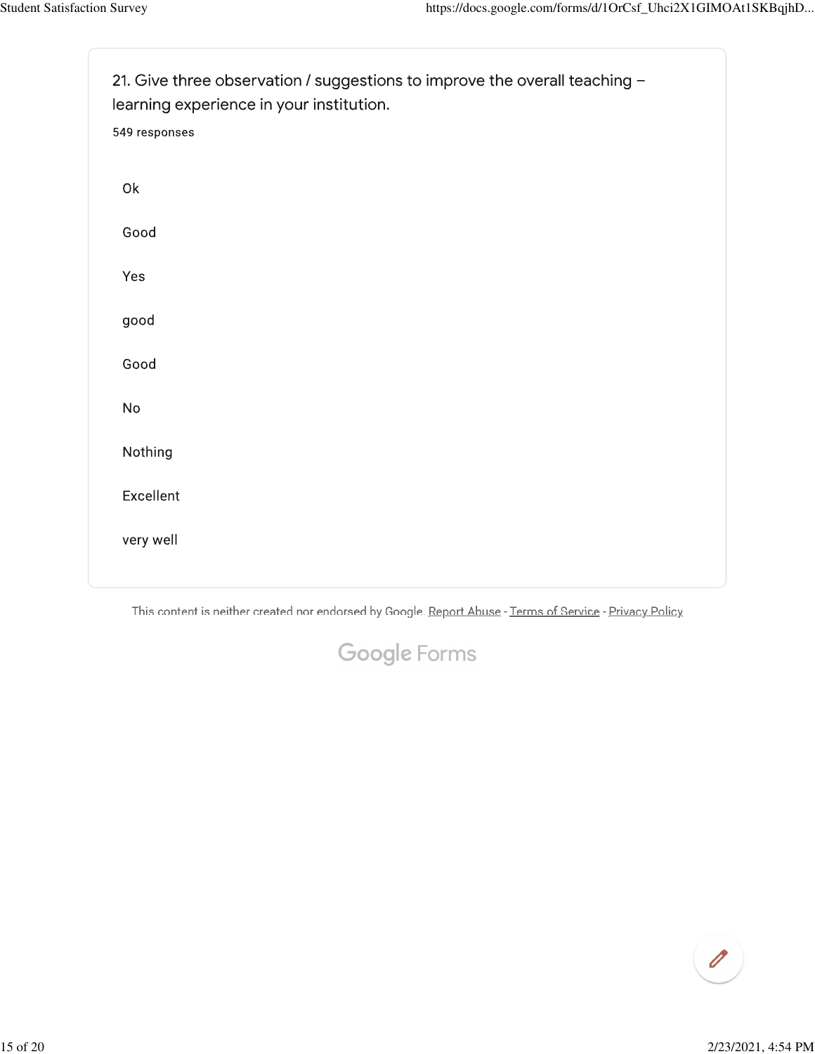21. Give three observation / suggestions to improve the overall teaching – learning experience in your institution.

549 responses

Ok

Good

Yes

good

Good

No

Nothing

Excellent

very well

This content is neither created nor endorsed by Google. Report Abuse - Terms of Service - Privacy Policy

Google Forms